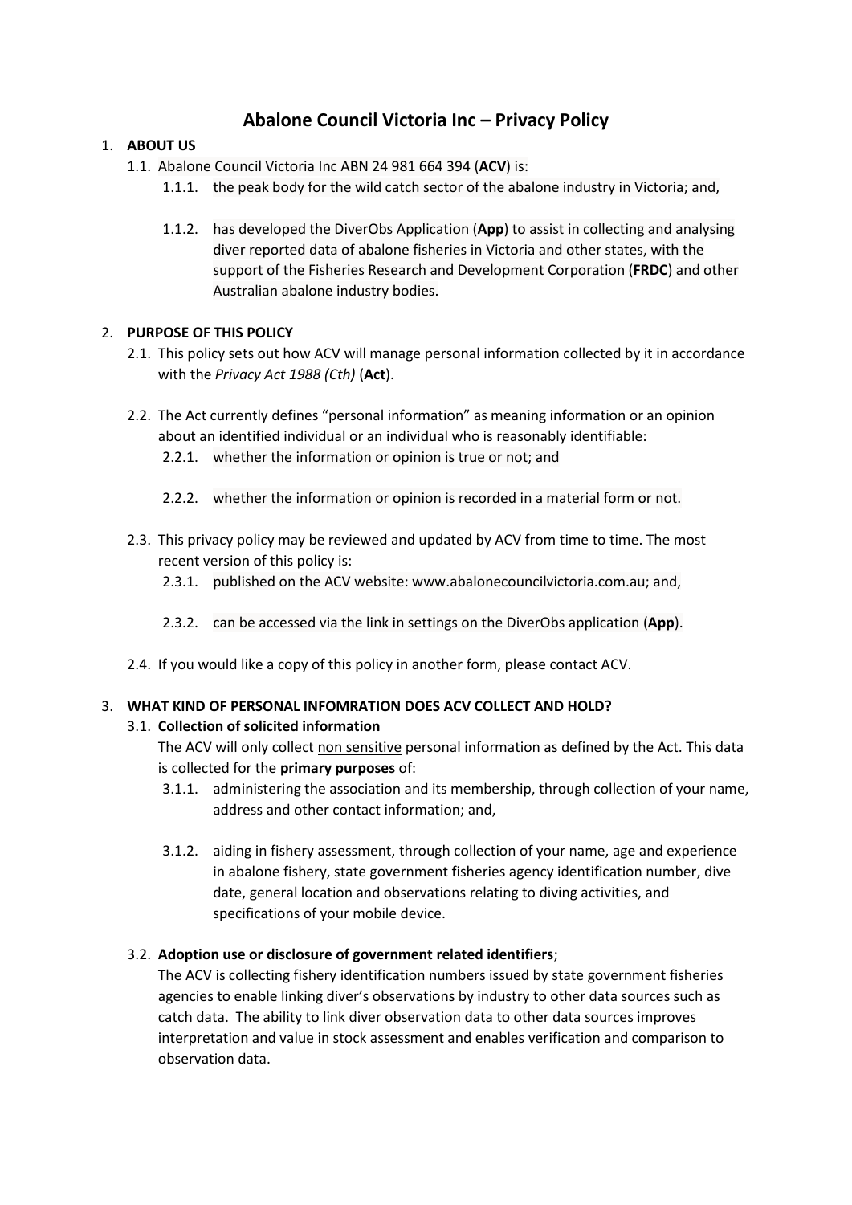# Abalone Council Victoria Inc – Privacy Policy

1. **ABOUT US**
   1.1. Abalone Council Victoria Inc ABN 24 981 664 394 (**ACV**) is:
      1.1.1. the peak body for the wild catch sector of the abalone industry in Victoria; and,

      1.1.2. has developed the DiverObs Application (**App**) to assist in collecting and analysing diver reported data of abalone fisheries in Victoria and other states, with the support of the Fisheries Research and Development Corporation (**FRDC**) and other Australian abalone industry bodies.

2. **PURPOSE OF THIS POLICY**
   2.1. This policy sets out how ACV will manage personal information collected by it in accordance with the *Privacy Act 1988 (Cth)* (**Act**).

   2.2. The Act currently defines "personal information" as meaning information or an opinion about an identified individual or an individual who is reasonably identifiable:
      2.2.1. whether the information or opinion is true or not; and

      2.2.2. whether the information or opinion is recorded in a material form or not.

   2.3. This privacy policy may be reviewed and updated by ACV from time to time. The most recent version of this policy is:
      2.3.1. published on the ACV website: www.abalonecouncilvictoria.com.au; and,

      2.3.2. can be accessed via the link in settings on the DiverObs application (**App**).

   2.4. If you would like a copy of this policy in another form, please contact ACV.

3. **WHAT KIND OF PERSONAL INFOMRATION DOES ACV COLLECT AND HOLD?**
   3.1. **Collection of solicited information**
   The ACV will only collect <u>non sensitive</u> personal information as defined by the Act. This data is collected for the **primary purposes** of:
      3.1.1. administering the association and its membership, through collection of your name, address and other contact information; and,

      3.1.2. aiding in fishery assessment, through collection of your name, age and experience in abalone fishery, state government fisheries agency identification number, dive date, general location and observations relating to diving activities, and specifications of your mobile device.

   3.2. **Adoption use or disclosure of government related identifiers**;
   The ACV is collecting fishery identification numbers issued by state government fisheries agencies to enable linking diver's observations by industry to other data sources such as catch data. The ability to link diver observation data to other data sources improves interpretation and value in stock assessment and enables verification and comparison to observation data.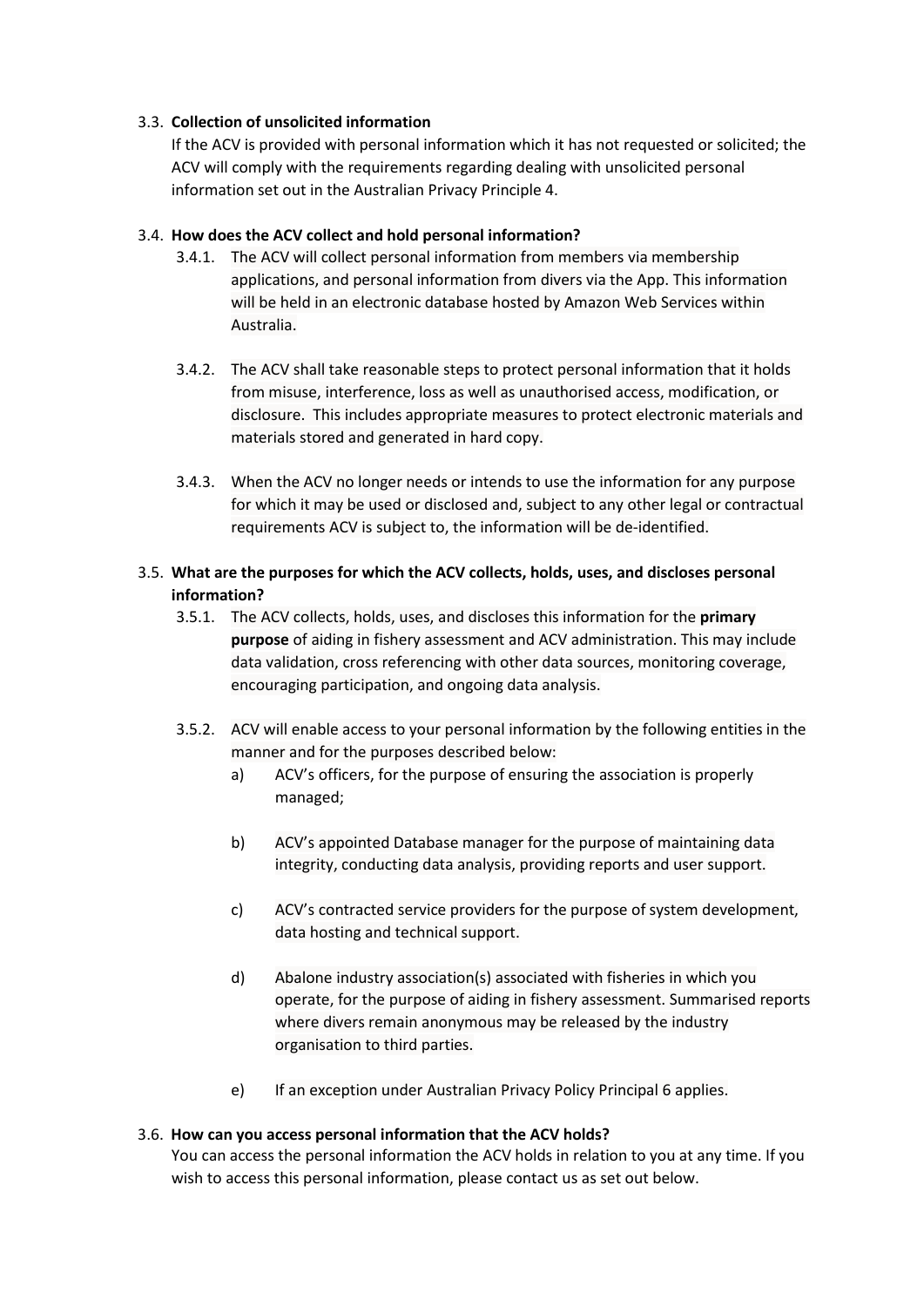### 3.3. Collection of unsolicited information

If the ACV is provided with personal information which it has not requested or solicited; the ACV will comply with the requirements regarding dealing with unsolicited personal information set out in the Australian Privacy Principle 4.

### 3.4. How does the ACV collect and hold personal information?

3.4.1. The ACV will collect personal information from members via membership applications, and personal information from divers via the App. This information will be held in an electronic database hosted by Amazon Web Services within Australia.

3.4.2. The ACV shall take reasonable steps to protect personal information that it holds from misuse, interference, loss as well as unauthorised access, modification, or disclosure. This includes appropriate measures to protect electronic materials and materials stored and generated in hard copy.

3.4.3. When the ACV no longer needs or intends to use the information for any purpose for which it may be used or disclosed and, subject to any other legal or contractual requirements ACV is subject to, the information will be de-identified.

### 3.5. What are the purposes for which the ACV collects, holds, uses, and discloses personal information?

3.5.1. The ACV collects, holds, uses, and discloses this information for the **primary purpose** of aiding in fishery assessment and ACV administration. This may include data validation, cross referencing with other data sources, monitoring coverage, encouraging participation, and ongoing data analysis.

3.5.2. ACV will enable access to your personal information by the following entities in the manner and for the purposes described below:

a) ACV's officers, for the purpose of ensuring the association is properly managed;

b) ACV's appointed Database manager for the purpose of maintaining data integrity, conducting data analysis, providing reports and user support.

c) ACV's contracted service providers for the purpose of system development, data hosting and technical support.

d) Abalone industry association(s) associated with fisheries in which you operate, for the purpose of aiding in fishery assessment. Summarised reports where divers remain anonymous may be released by the industry organisation to third parties.

e) If an exception under Australian Privacy Policy Principal 6 applies.

### 3.6. How can you access personal information that the ACV holds?

You can access the personal information the ACV holds in relation to you at any time. If you wish to access this personal information, please contact us as set out below.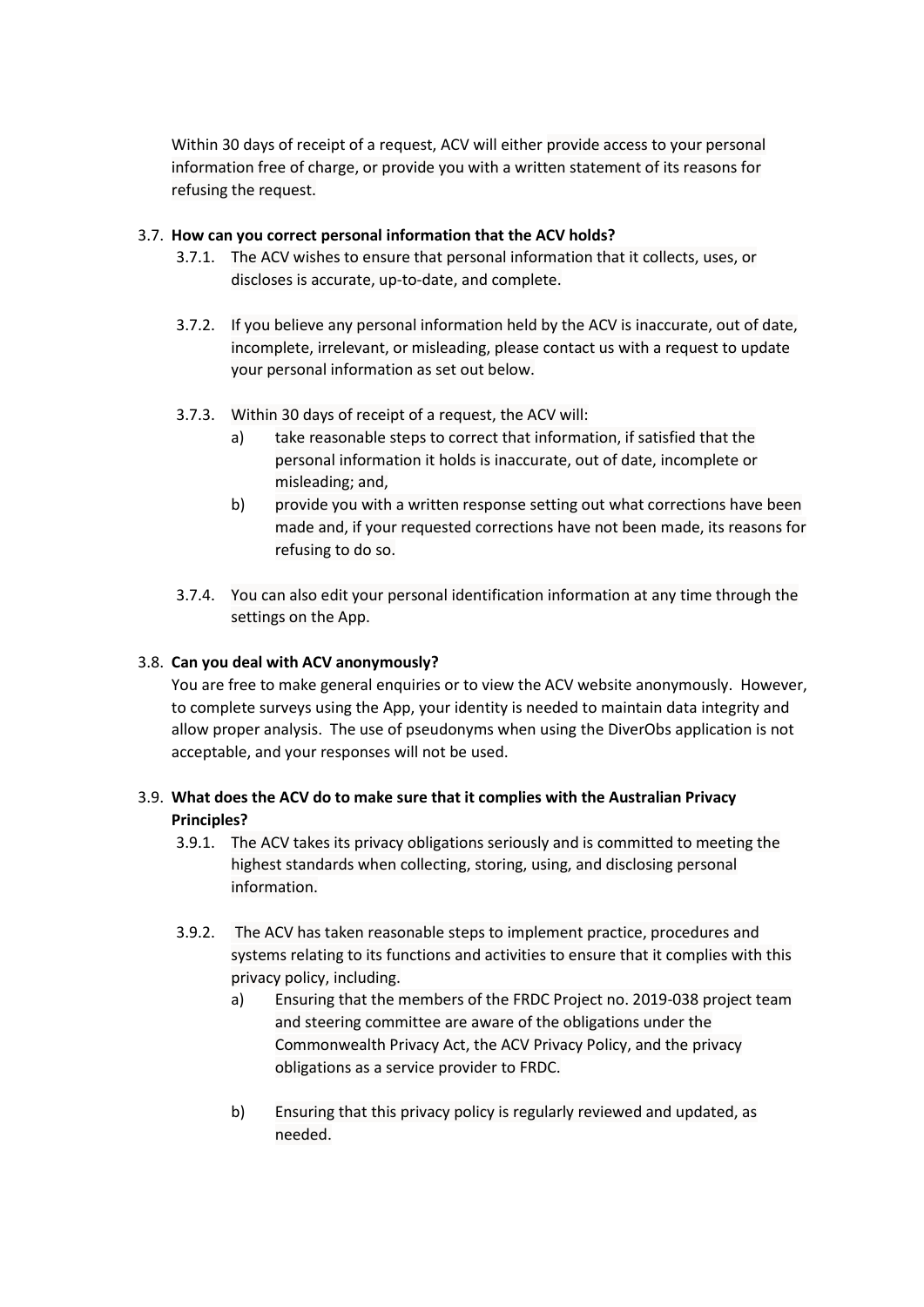Within 30 days of receipt of a request, ACV will either provide access to your personal information free of charge, or provide you with a written statement of its reasons for refusing the request.

3.7. **How can you correct personal information that the ACV holds?**

3.7.1. The ACV wishes to ensure that personal information that it collects, uses, or discloses is accurate, up-to-date, and complete.

3.7.2. If you believe any personal information held by the ACV is inaccurate, out of date, incomplete, irrelevant, or misleading, please contact us with a request to update your personal information as set out below.

3.7.3. Within 30 days of receipt of a request, the ACV will:

a) take reasonable steps to correct that information, if satisfied that the personal information it holds is inaccurate, out of date, incomplete or misleading; and,

b) provide you with a written response setting out what corrections have been made and, if your requested corrections have not been made, its reasons for refusing to do so.

3.7.4. You can also edit your personal identification information at any time through the settings on the App.

3.8. **Can you deal with ACV anonymously?**

You are free to make general enquiries or to view the ACV website anonymously. However, to complete surveys using the App, your identity is needed to maintain data integrity and allow proper analysis. The use of pseudonyms when using the DiverObs application is not acceptable, and your responses will not be used.

3.9. **What does the ACV do to make sure that it complies with the Australian Privacy Principles?**

3.9.1. The ACV takes its privacy obligations seriously and is committed to meeting the highest standards when collecting, storing, using, and disclosing personal information.

3.9.2. The ACV has taken reasonable steps to implement practice, procedures and systems relating to its functions and activities to ensure that it complies with this privacy policy, including.

a) Ensuring that the members of the FRDC Project no. 2019-038 project team and steering committee are aware of the obligations under the Commonwealth Privacy Act, the ACV Privacy Policy, and the privacy obligations as a service provider to FRDC.

b) Ensuring that this privacy policy is regularly reviewed and updated, as needed.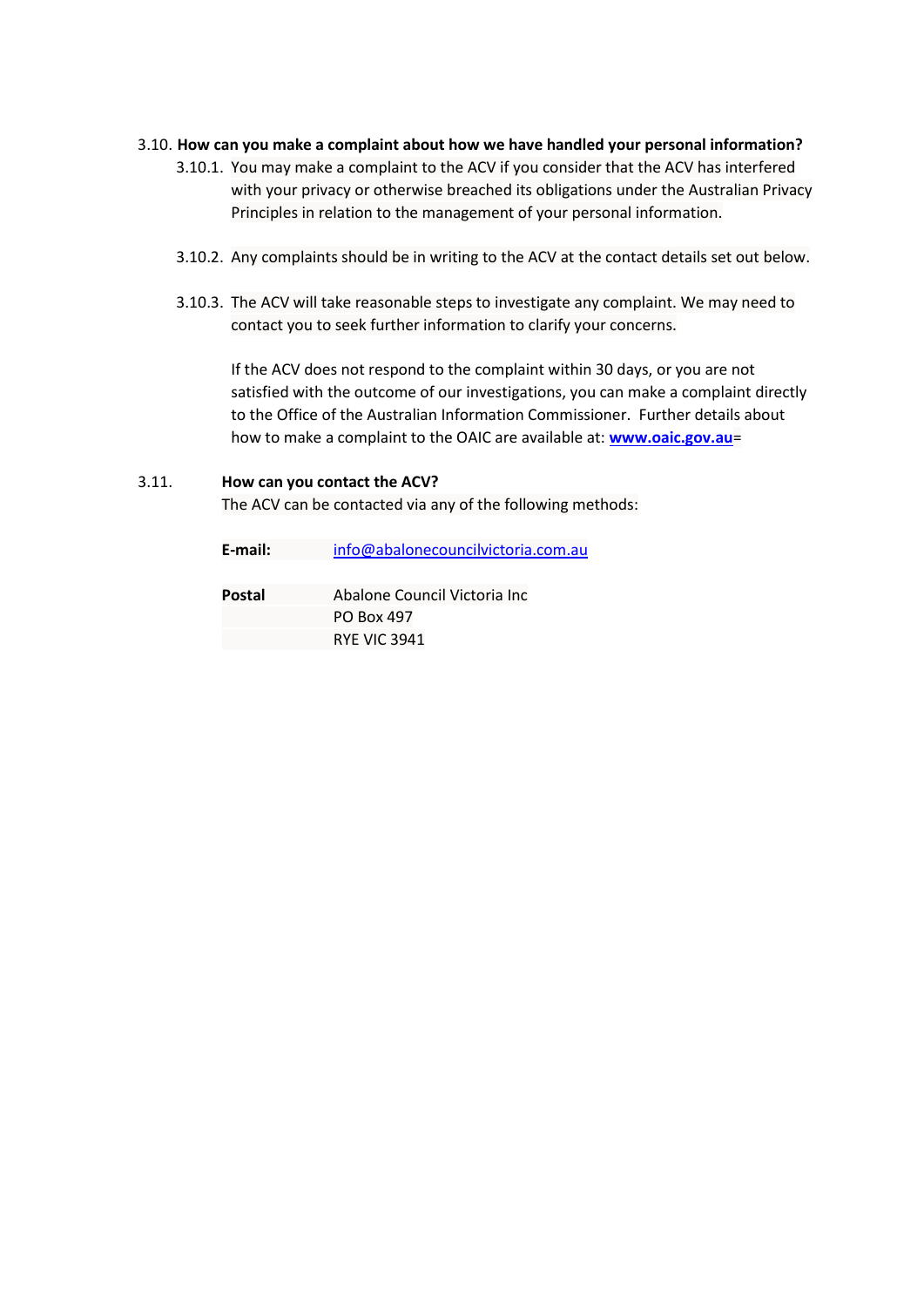3.10. **How can you make a complaint about how we have handled your personal information?**

3.10.1. You may make a complaint to the ACV if you consider that the ACV has interfered with your privacy or otherwise breached its obligations under the Australian Privacy Principles in relation to the management of your personal information.

3.10.2. Any complaints should be in writing to the ACV at the contact details set out below.

3.10.3. The ACV will take reasonable steps to investigate any complaint. We may need to contact you to seek further information to clarify your concerns.

If the ACV does not respond to the complaint within 30 days, or you are not satisfied with the outcome of our investigations, you can make a complaint directly to the Office of the Australian Information Commissioner. Further details about how to make a complaint to the OAIC are available at: **www.oaic.gov.au**=

3.11. **How can you contact the ACV?**

The ACV can be contacted via any of the following methods:

| | |
|---|---|
| **E-mail:** | info@abalonecouncilvictoria.com.au |
| **Postal** | Abalone Council Victoria Inc<br>PO Box 497<br>RYE VIC 3941 |